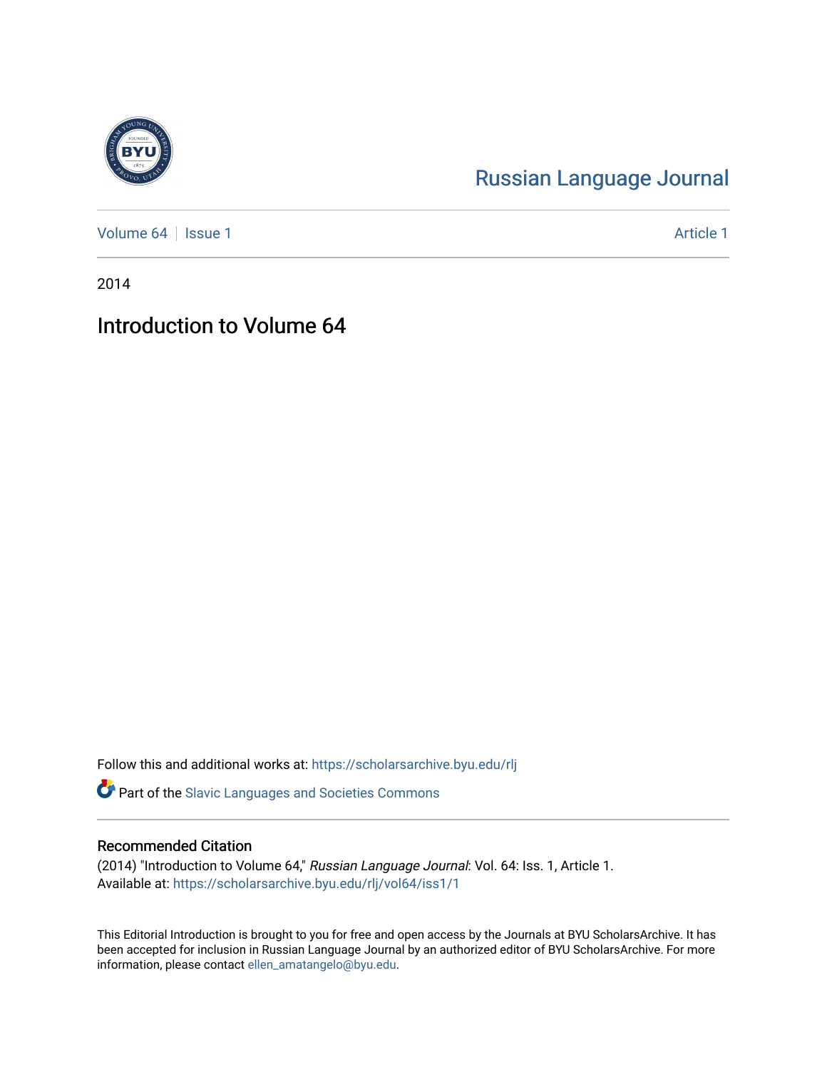Russian Language Journal

Volume 64 | Issue 1 — Article 1

2014

# Introduction to Volume 64

Follow this and additional works at: https://scholarsarchive.byu.edu/rlj

Part of the Slavic Languages and Societies Commons

## Recommended Citation

(2014) "Introduction to Volume 64," *Russian Language Journal*: Vol. 64: Iss. 1, Article 1.
Available at: https://scholarsarchive.byu.edu/rlj/vol64/iss1/1

This Editorial Introduction is brought to you for free and open access by the Journals at BYU ScholarsArchive. It has been accepted for inclusion in Russian Language Journal by an authorized editor of BYU ScholarsArchive. For more information, please contact ellen_amatangelo@byu.edu.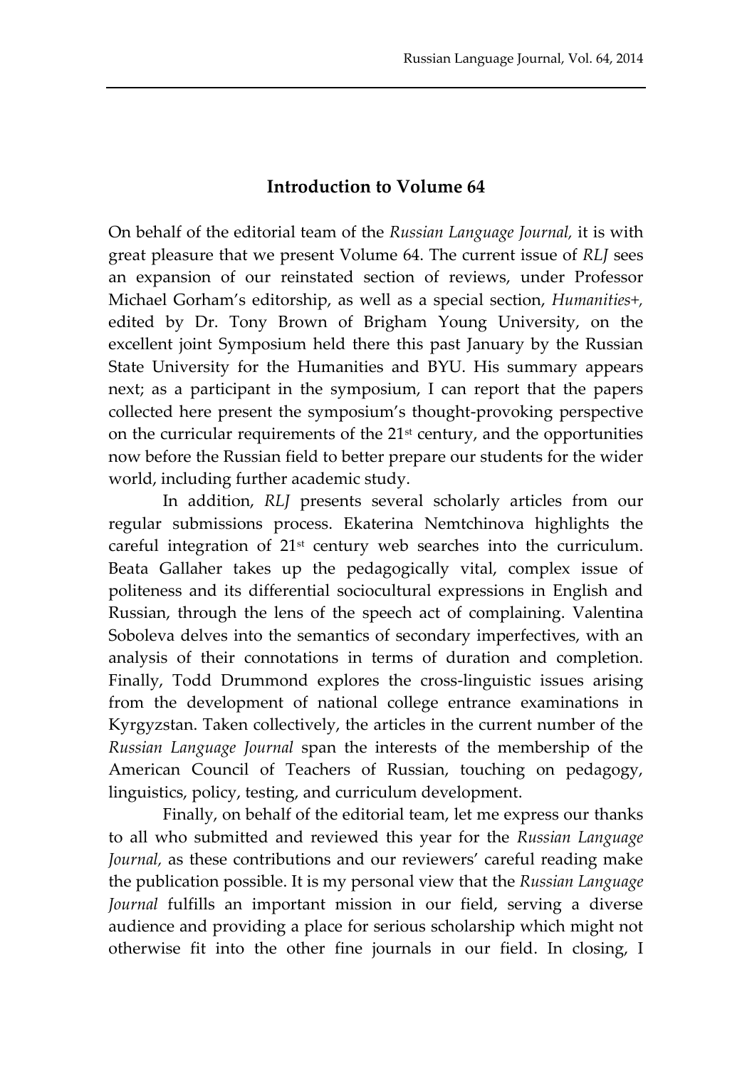## Introduction to Volume 64

On behalf of the editorial team of the *Russian Language Journal,* it is with great pleasure that we present Volume 64. The current issue of *RLJ* sees an expansion of our reinstated section of reviews, under Professor Michael Gorham's editorship, as well as a special section, *Humanities+,* edited by Dr. Tony Brown of Brigham Young University, on the excellent joint Symposium held there this past January by the Russian State University for the Humanities and BYU. His summary appears next; as a participant in the symposium, I can report that the papers collected here present the symposium's thought-provoking perspective on the curricular requirements of the 21st century, and the opportunities now before the Russian field to better prepare our students for the wider world, including further academic study.

In addition, *RLJ* presents several scholarly articles from our regular submissions process. Ekaterina Nemtchinova highlights the careful integration of 21st century web searches into the curriculum. Beata Gallaher takes up the pedagogically vital, complex issue of politeness and its differential sociocultural expressions in English and Russian, through the lens of the speech act of complaining. Valentina Soboleva delves into the semantics of secondary imperfectives, with an analysis of their connotations in terms of duration and completion. Finally, Todd Drummond explores the cross-linguistic issues arising from the development of national college entrance examinations in Kyrgyzstan. Taken collectively, the articles in the current number of the *Russian Language Journal* span the interests of the membership of the American Council of Teachers of Russian, touching on pedagogy, linguistics, policy, testing, and curriculum development.

Finally, on behalf of the editorial team, let me express our thanks to all who submitted and reviewed this year for the *Russian Language Journal,* as these contributions and our reviewers' careful reading make the publication possible. It is my personal view that the *Russian Language Journal* fulfills an important mission in our field, serving a diverse audience and providing a place for serious scholarship which might not otherwise fit into the other fine journals in our field. In closing, I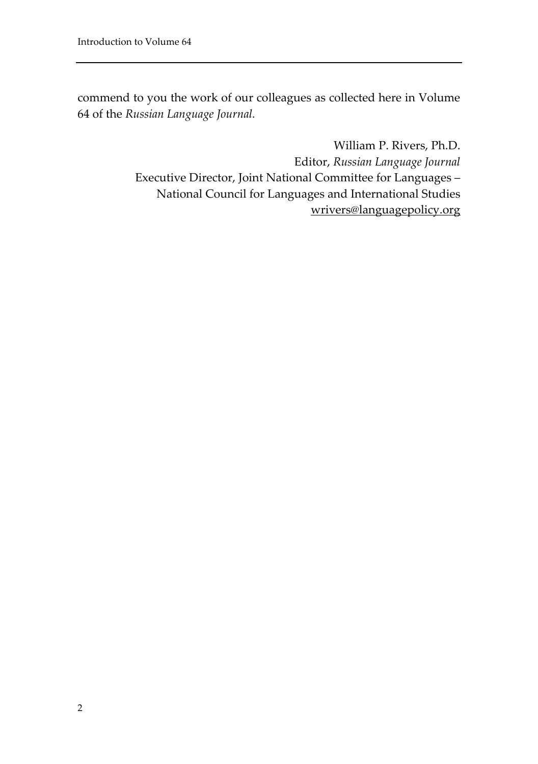commend to you the work of our colleagues as collected here in Volume 64 of the *Russian Language Journal.*

William P. Rivers, Ph.D.
Editor, *Russian Language Journal*
Executive Director, Joint National Committee for Languages – National Council for Languages and International Studies
wrivers@languagepolicy.org